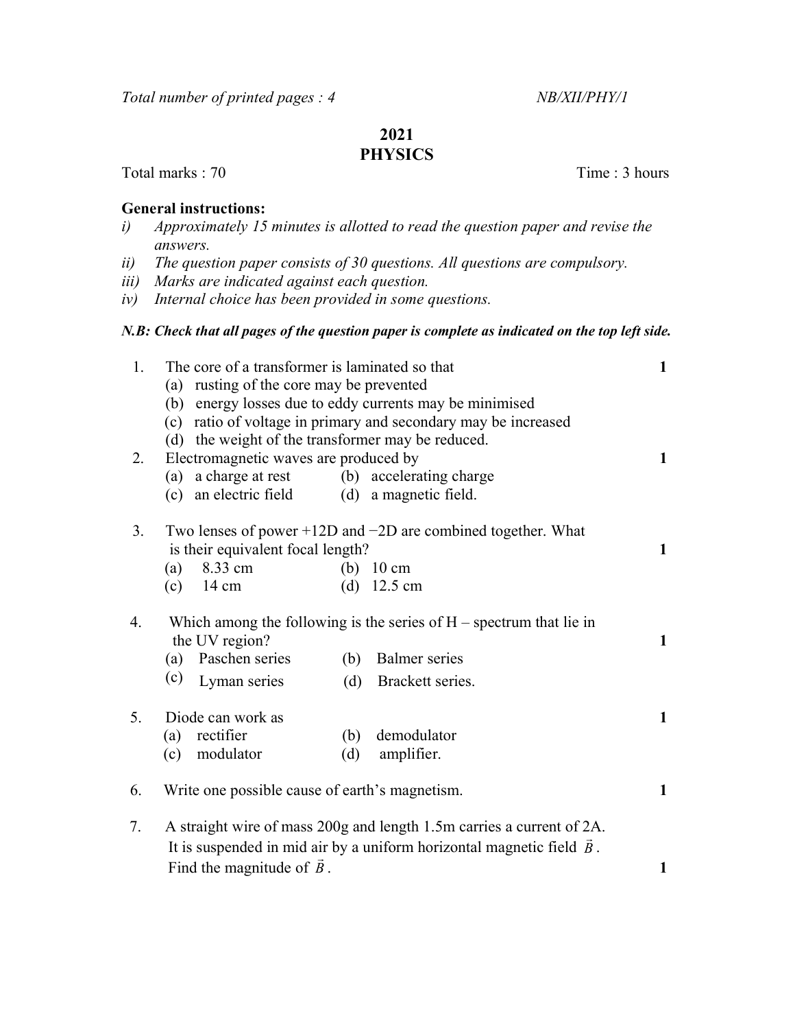Total number of printed pages : 4 NB/XII/PHY/1

# 2021
# PHYSICS

Total marks : 70 Time : 3 hours

**General instructions:**

*i) Approximately 15 minutes is allotted to read the question paper and revise the answers.*
*ii) The question paper consists of 30 questions. All questions are compulsory.*
*iii) Marks are indicated against each question.*
*iv) Internal choice has been provided in some questions.*

***N.B: Check that all pages of the question paper is complete as indicated on the top left side.***

1. The core of a transformer is laminated so that **1**
 (a) rusting of the core may be prevented
 (b) energy losses due to eddy currents may be minimised
 (c) ratio of voltage in primary and secondary may be increased
 (d) the weight of the transformer may be reduced.

2. Electromagnetic waves are produced by **1**
 (a) a charge at rest (b) accelerating charge
 (c) an electric field (d) a magnetic field.

3. Two lenses of power +12D and −2D are combined together. What is their equivalent focal length? **1**
 (a) 8.33 cm (b) 10 cm
 (c) 14 cm (d) 12.5 cm

4. Which among the following is the series of H – spectrum that lie in the UV region? **1**
 (a) Paschen series (b) Balmer series
 (c) Lyman series (d) Brackett series.

5. Diode can work as **1**
 (a) rectifier (b) demodulator
 (c) modulator (d) amplifier.

6. Write one possible cause of earth's magnetism. **1**

7. A straight wire of mass 200g and length 1.5m carries a current of 2A. It is suspended in mid air by a uniform horizontal magnetic field $\vec{B}$. Find the magnitude of $\vec{B}$. **1**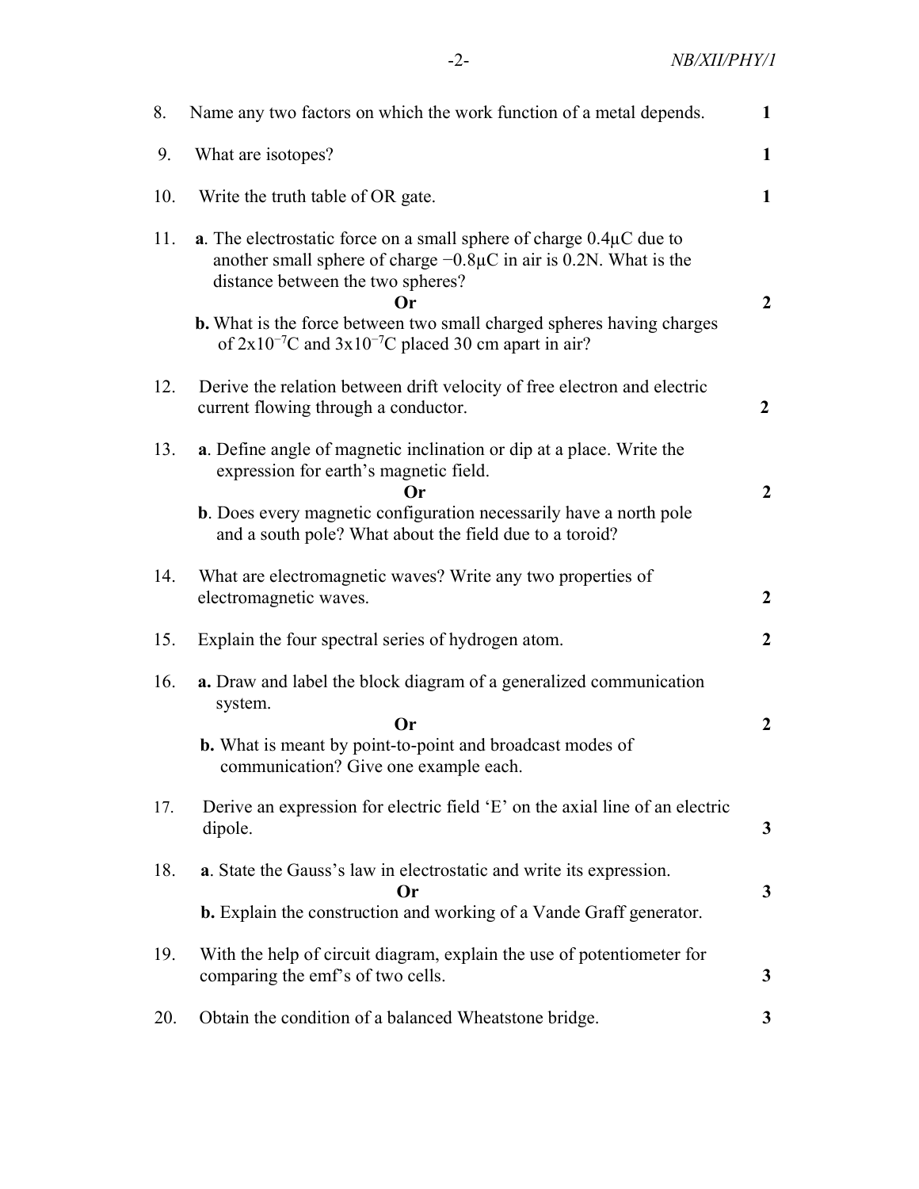8. Name any two factors on which the work function of a metal depends. **1**

9. What are isotopes? **1**

10. Write the truth table of OR gate. **1**

11. **a**. The electrostatic force on a small sphere of charge $0.4\mu C$ due to another small sphere of charge $-0.8\mu C$ in air is $0.2N$. What is the distance between the two spheres?

    **Or** **2**

    **b.** What is the force between two small charged spheres having charges of $2x10^{-7}C$ and $3x10^{-7}C$ placed 30 cm apart in air?

12. Derive the relation between drift velocity of free electron and electric current flowing through a conductor. **2**

13. **a**. Define angle of magnetic inclination or dip at a place. Write the expression for earth's magnetic field.

    **Or** **2**

    **b**. Does every magnetic configuration necessarily have a north pole and a south pole? What about the field due to a toroid?

14. What are electromagnetic waves? Write any two properties of electromagnetic waves. **2**

15. Explain the four spectral series of hydrogen atom. **2**

16. **a.** Draw and label the block diagram of a generalized communication system.

    **Or** **2**

    **b.** What is meant by point-to-point and broadcast modes of communication? Give one example each.

17. Derive an expression for electric field 'E' on the axial line of an electric dipole. **3**

18. **a**. State the Gauss's law in electrostatic and write its expression.

    **Or** **3**

    **b.** Explain the construction and working of a Vande Graff generator.

19. With the help of circuit diagram, explain the use of potentiometer for comparing the emf's of two cells. **3**

20. Obtain the condition of a balanced Wheatstone bridge. **3**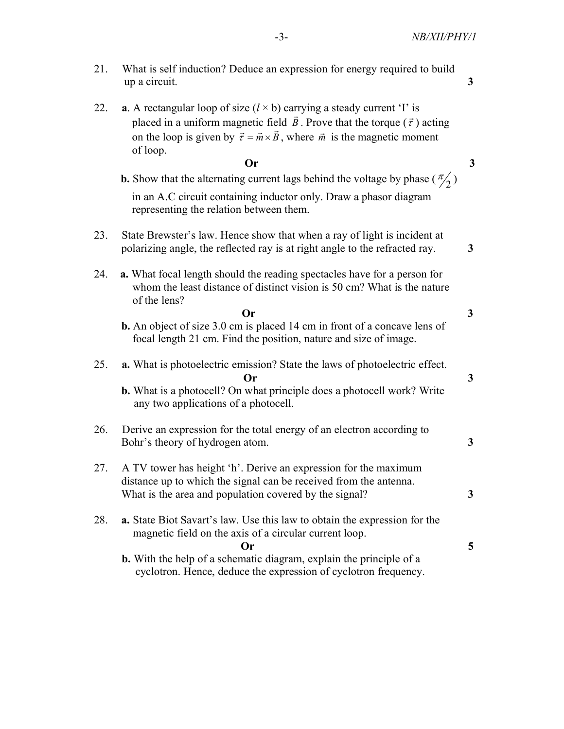21. What is self induction? Deduce an expression for energy required to build up a circuit. **3**

22. **a**. A rectangular loop of size ($l \times$ b) carrying a steady current 'I' is placed in a uniform magnetic field $\vec{B}$. Prove that the torque ($\vec{\tau}$) acting on the loop is given by $\vec{\tau} = \vec{m} \times \vec{B}$, where $\vec{m}$ is the magnetic moment of loop.

    **Or** **3**

    **b.** Show that the alternating current lags behind the voltage by phase ($\pi/2$) in an A.C circuit containing inductor only. Draw a phasor diagram representing the relation between them.

23. State Brewster's law. Hence show that when a ray of light is incident at polarizing angle, the reflected ray is at right angle to the refracted ray. **3**

24. **a.** What focal length should the reading spectacles have for a person for whom the least distance of distinct vision is 50 cm? What is the nature of the lens?

    **Or** **3**

    **b.** An object of size 3.0 cm is placed 14 cm in front of a concave lens of focal length 21 cm. Find the position, nature and size of image.

25. **a.** What is photoelectric emission? State the laws of photoelectric effect.

    **Or** **3**

    **b.** What is a photocell? On what principle does a photocell work? Write any two applications of a photocell.

26. Derive an expression for the total energy of an electron according to Bohr's theory of hydrogen atom. **3**

27. A TV tower has height 'h'. Derive an expression for the maximum distance up to which the signal can be received from the antenna. What is the area and population covered by the signal? **3**

28. **a.** State Biot Savart's law. Use this law to obtain the expression for the magnetic field on the axis of a circular current loop.

    **Or** **5**

    **b.** With the help of a schematic diagram, explain the principle of a cyclotron. Hence, deduce the expression of cyclotron frequency.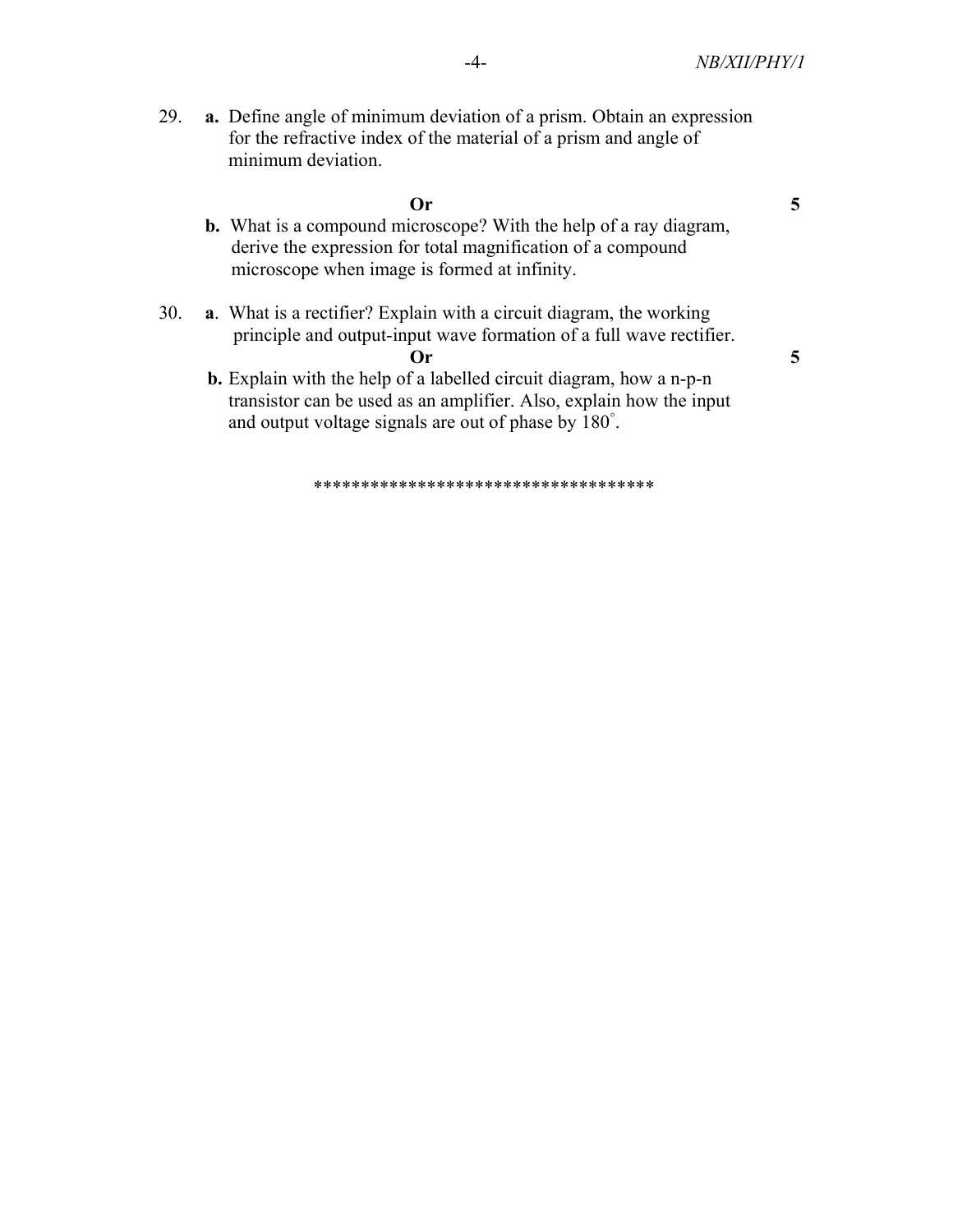29. **a.** Define angle of minimum deviation of a prism. Obtain an expression for the refractive index of the material of a prism and angle of minimum deviation.

**Or** **5**

**b.** What is a compound microscope? With the help of a ray diagram, derive the expression for total magnification of a compound microscope when image is formed at infinity.

30. **a**. What is a rectifier? Explain with a circuit diagram, the working principle and output-input wave formation of a full wave rectifier.

**Or** **5**

**b.** Explain with the help of a labelled circuit diagram, how a n-p-n transistor can be used as an amplifier. Also, explain how the input and output voltage signals are out of phase by $180^{\circ}$.

************************************